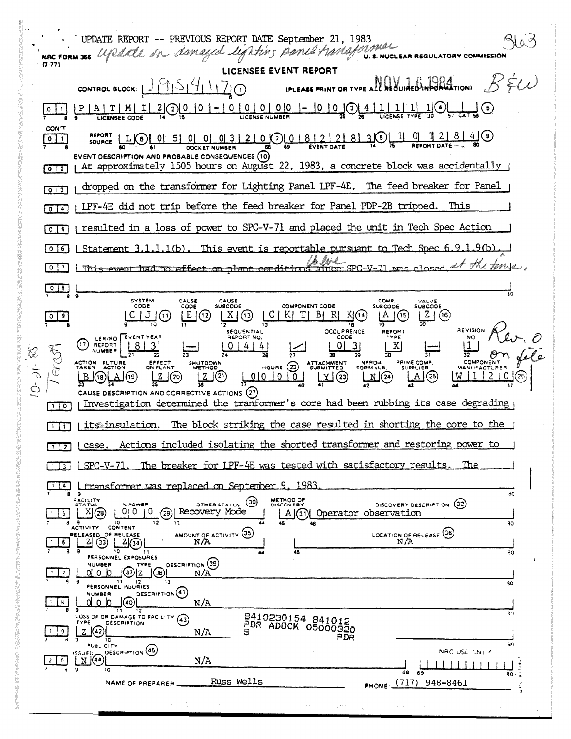UPDATE REPORT -- PREVIOUS REPORT DATE September 21, 1983

*update on damaged lighting panel transformer*

363

NRC FORM 366 (7-77)

U. S. NUCLEAR REGULATORY COMMISSION

# LICENSEE EVENT REPORT

NOV 16 1984

B&W

CONTROL BLOCK: 1954117 (1) (PLEASE PRINT OR TYPE ALL REQUIRED INFORMATION)

01 | P A T M I 2 (2) | 0 0 - 0 0 0 0 0 - 0 0 (3) | 4 1 1 1 1 (4) | (5)

LICENSEE CODE | LICENSE NUMBER | LICENSE TYPE | CAT

CON'T

01 | REPORT SOURCE L (6) | 0 5 0 0 0 3 2 0 (7) | 0 8 2 2 8 3 (8) | 1 0 1 2 8 4 (9)

DOCKET NUMBER | EVENT DATE | REPORT DATE

EVENT DESCRIPTION AND PROBABLE CONSEQUENCES (10)

02 At approximately 1505 hours on August 22, 1983, a concrete block was accidentally

03 dropped on the transformer for Lighting Panel LPF-4E. The feed breaker for Panel

04 LPF-4E did not trip before the feed breaker for Panel PDP-2B tripped. This

05 resulted in a loss of power to SPC-V-71 and placed the unit in Tech Spec Action

06 Statement 3.1.1.1(b). This event is reportable pursuant to Tech Spec 6.9.1.9(b).

07 ~~This event had no effect on plant conditions since~~ *Valve* SPC-V-71 was closed *at the time.*

08

| SYSTEM CODE | CAUSE CODE | CAUSE SUBCODE | COMPONENT CODE | COMP. SUBCODE | VALVE SUBCODE |
|---|---|---|---|---|---|
| C J (11) | E (12) | X (13) | C K T B R K (14) | A (15) | Z (16) |

| LER/RO REPORT NUMBER (17) | EVENT YEAR | | SEQUENTIAL REPORT NO. | | OCCURRENCE CODE | REPORT TYPE | | REVISION NO. |
|---|---|---|---|---|---|---|---|---|
| | 8 3 | — | 0 4 4 | / | 0 3 | X | — | 1 |

*Rev. 0 on file*

| ACTION TAKEN | FUTURE ACTION | EFFECT ON PLANT | SHUTDOWN METHOD | HOURS (22) | ATTACHMENT SUBMITTED | NPRD-4 FORM SUB. | PRIME COMP. SUPPLIER | COMPONENT MANUFACTURER |
|---|---|---|---|---|---|---|---|---|
| B (18) | A (19) | Z (20) | Z (21) | 0 0 0 0 0 | Y (23) | N (24) | A (25) | W 1 2 0 (26) |

*10-21-85 Terest*

CAUSE DESCRIPTION AND CORRECTIVE ACTIONS (27)

10 Investigation determined the tranformer's core had been rubbing its case degrading

11 its insulation. The block striking the case resulted in shorting the core to the

12 case. Actions included isolating the shorted transformer and restoring power to

13 SPC-V-71. The breaker for LPF-4E was tested with satisfactory results. The

14 transformer was replaced on September 9, 1983.

| | FACILITY STATUS | % POWER | OTHER STATUS (30) | METHOD OF DISCOVERY | DISCOVERY DESCRIPTION (32) |
|---|---|---|---|---|---|
| 15 | X (28) | 0 0 0 (29) | Recovery Mode | A (31) | Operator observation |

| | ACTIVITY RELEASED | CONTENT OF RELEASE | AMOUNT OF ACTIVITY (35) | LOCATION OF RELEASE (36) |
|---|---|---|---|---|
| 16 | Z (33) | Z (34) | N/A | N/A |

PERSONNEL EXPOSURES

| | NUMBER | TYPE | DESCRIPTION (39) |
|---|---|---|---|
| 17 | 0 0 0 (37) | Z (38) | N/A |

PERSONNEL INJURIES

| | NUMBER | DESCRIPTION (41) |
|---|---|---|
| 18 | 0 0 0 (40) | N/A |

LOSS OF OR DAMAGE TO FACILITY (43)

| | TYPE | DESCRIPTION |
|---|---|---|
| 19 | Z (42) | N/A |

8410230154 841012
PDR ADOCK 05000320
S PDR

PUBLICITY

| | ISSUED | DESCRIPTION (45) |
|---|---|---|
| 20 | N (44) | N/A |

NRC USE ONLY

NAME OF PREPARER Russ Wells PHONE (717) 948-8461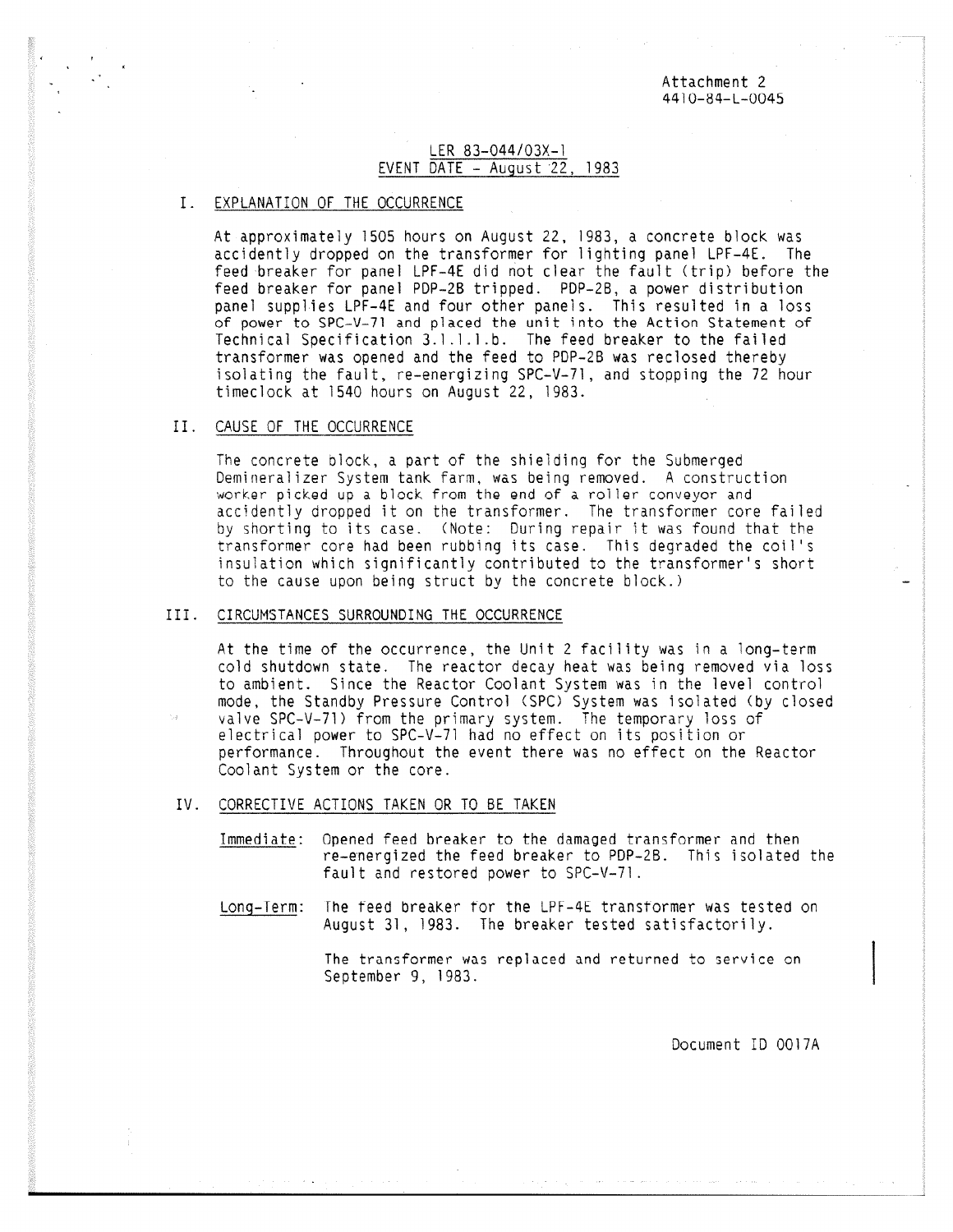Attachment 2
4410-84-L-0045

LER 83-044/03X-1
EVENT DATE - August 22, 1983

## I. EXPLANATION OF THE OCCURRENCE

At approximately 1505 hours on August 22, 1983, a concrete block was accidently dropped on the transformer for lighting panel LPF-4E. The feed breaker for panel LPF-4E did not clear the fault (trip) before the feed breaker for panel PDP-2B tripped. PDP-2B, a power distribution panel supplies LPF-4E and four other panels. This resulted in a loss of power to SPC-V-71 and placed the unit into the Action Statement of Technical Specification 3.1.1.1.b. The feed breaker to the failed transformer was opened and the feed to PDP-2B was reclosed thereby isolating the fault, re-energizing SPC-V-71, and stopping the 72 hour timeclock at 1540 hours on August 22, 1983.

## II. CAUSE OF THE OCCURRENCE

The concrete block, a part of the shielding for the Submerged Demineralizer System tank farm, was being removed. A construction worker picked up a block from the end of a roller conveyor and accidently dropped it on the transformer. The transformer core failed by shorting to its case. (Note: During repair it was found that the transformer core had been rubbing its case. This degraded the coil's insulation which significantly contributed to the transformer's short to the cause upon being struct by the concrete block.)

## III. CIRCUMSTANCES SURROUNDING THE OCCURRENCE

At the time of the occurrence, the Unit 2 facility was in a long-term cold shutdown state. The reactor decay heat was being removed via loss to ambient. Since the Reactor Coolant System was in the level control mode, the Standby Pressure Control (SPC) System was isolated (by closed valve SPC-V-71) from the primary system. The temporary loss of electrical power to SPC-V-71 had no effect on its position or performance. Throughout the event there was no effect on the Reactor Coolant System or the core.

## IV. CORRECTIVE ACTIONS TAKEN OR TO BE TAKEN

Immediate: Opened feed breaker to the damaged transformer and then re-energized the feed breaker to PDP-2B. This isolated the fault and restored power to SPC-V-71.

Long-Term: The feed breaker for the LPF-4E transformer was tested on August 31, 1983. The breaker tested satisfactorily.

The transformer was replaced and returned to service on September 9, 1983.

Document ID 0017A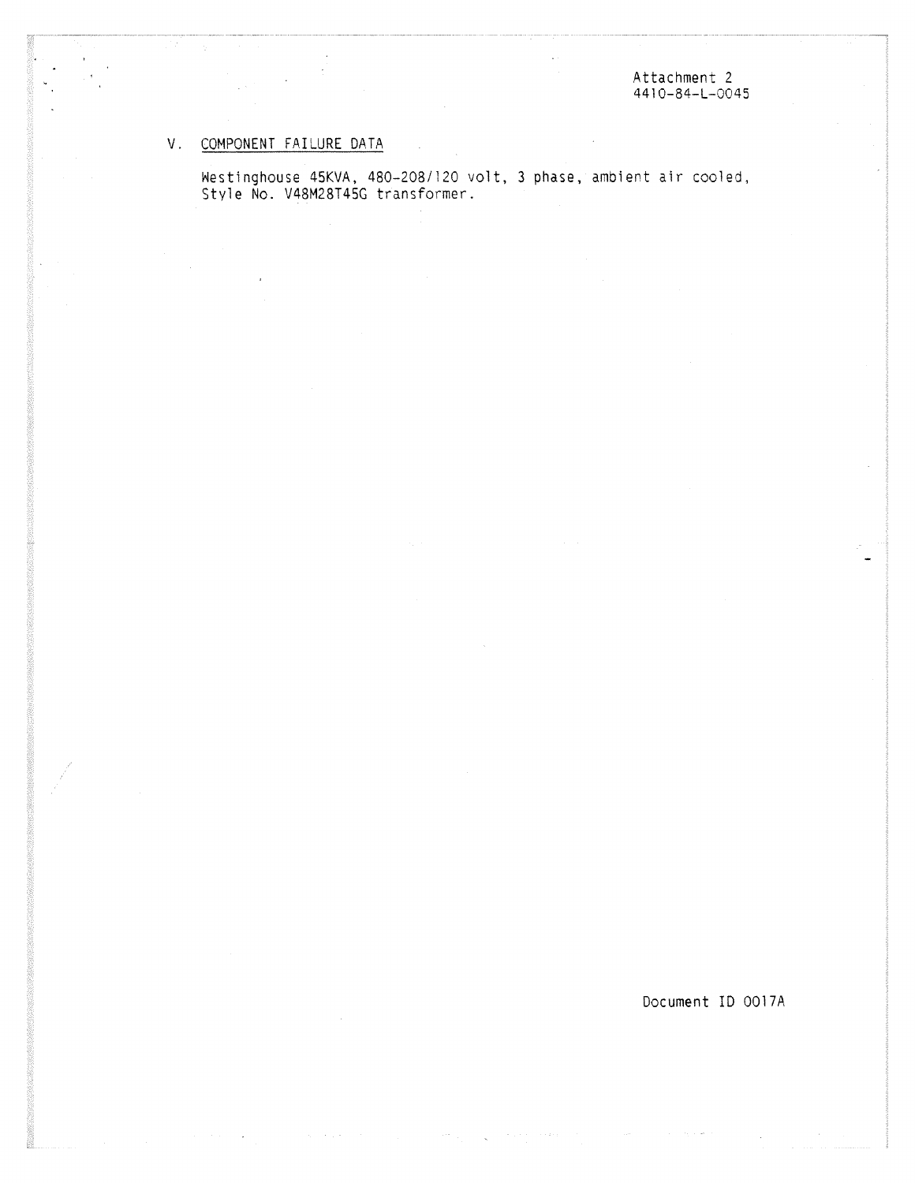Attachment 2
4410-84-L-0045

## V. COMPONENT FAILURE DATA

Westinghouse 45KVA, 480-208/120 volt, 3 phase, ambient air cooled, Style No. V48M28T45G transformer.

Document ID 0017A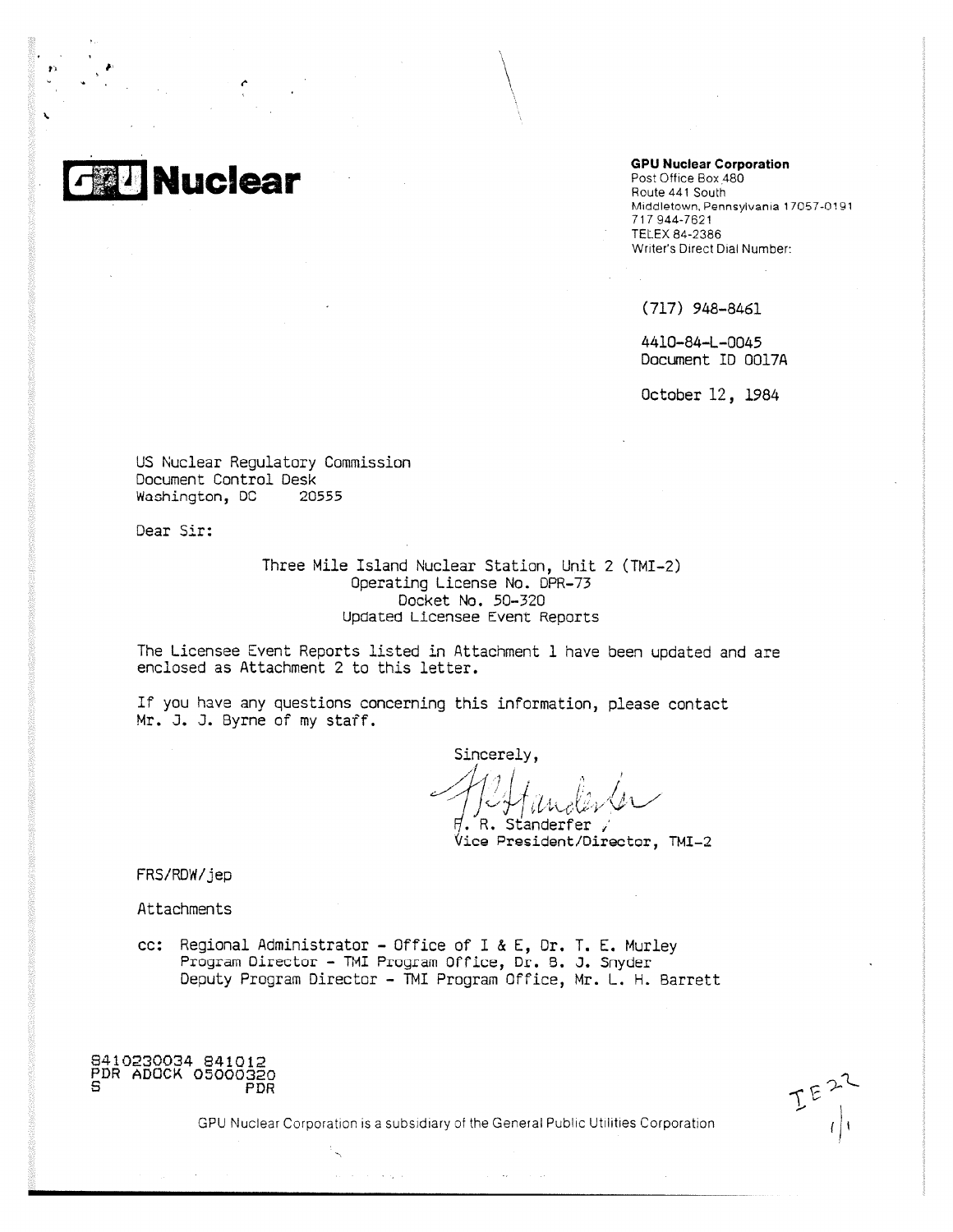**GPU Nuclear**

**GPU Nuclear Corporation**
Post Office Box 480
Route 441 South
Middletown, Pennsylvania 17057-0191
717 944-7621
TELEX 84-2386
Writer's Direct Dial Number:

(717) 948-8461

4410-84-L-0045
Document ID 0017A

October 12, 1984

US Nuclear Regulatory Commission
Document Control Desk
Washington, DC 20555

Dear Sir:

Three Mile Island Nuclear Station, Unit 2 (TMI-2)
Operating License No. DPR-73
Docket No. 50-320
Updated Licensee Event Reports

The Licensee Event Reports listed in Attachment 1 have been updated and are enclosed as Attachment 2 to this letter.

If you have any questions concerning this information, please contact Mr. J. J. Byrne of my staff.

Sincerely,

F. R. Standerfer
Vice President/Director, TMI-2

FRS/RDW/jep

Attachments

cc: Regional Administrator - Office of I & E, Dr. T. E. Murley
Program Director - TMI Program Office, Dr. B. J. Snyder
Deputy Program Director - TMI Program Office, Mr. L. H. Barrett

8410230034 841012
PDR ADOCK 05000320
S PDR

IE22
1/1

GPU Nuclear Corporation is a subsidiary of the General Public Utilities Corporation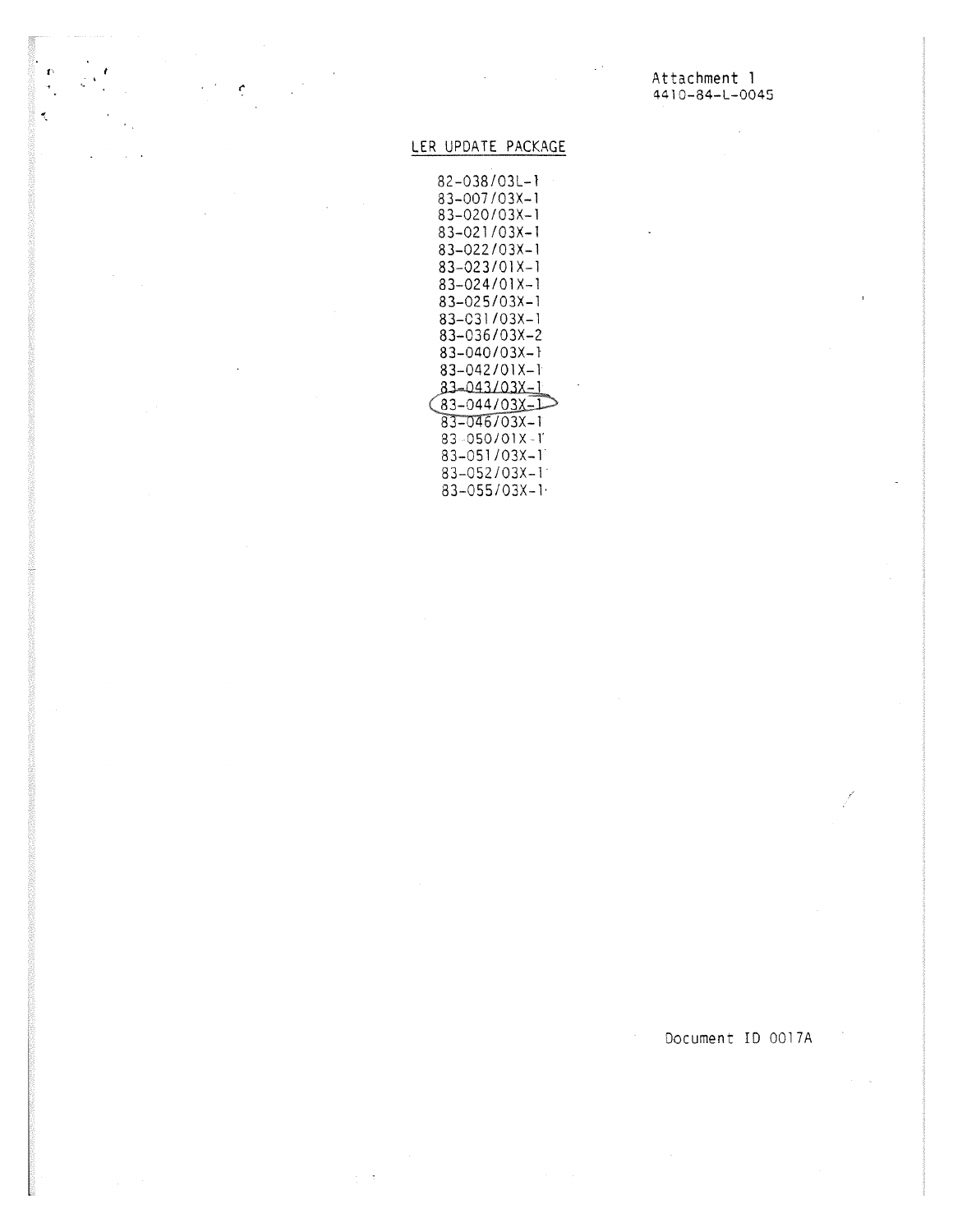Attachment 1
4410-84-L-0045

## LER UPDATE PACKAGE

82-038/03L-1
83-007/03X-1
83-020/03X-1
83-021/03X-1
83-022/03X-1
83-023/01X-1
83-024/01X-1
83-025/03X-1
83-031/03X-1
83-036/03X-2
83-040/03X-1
83-042/01X-1
83-043/03X-1
83-044/03X-1
83-046/03X-1
83-050/01X-1
83-051/03X-1
83-052/03X-1
83-055/03X-1

Document ID 0017A